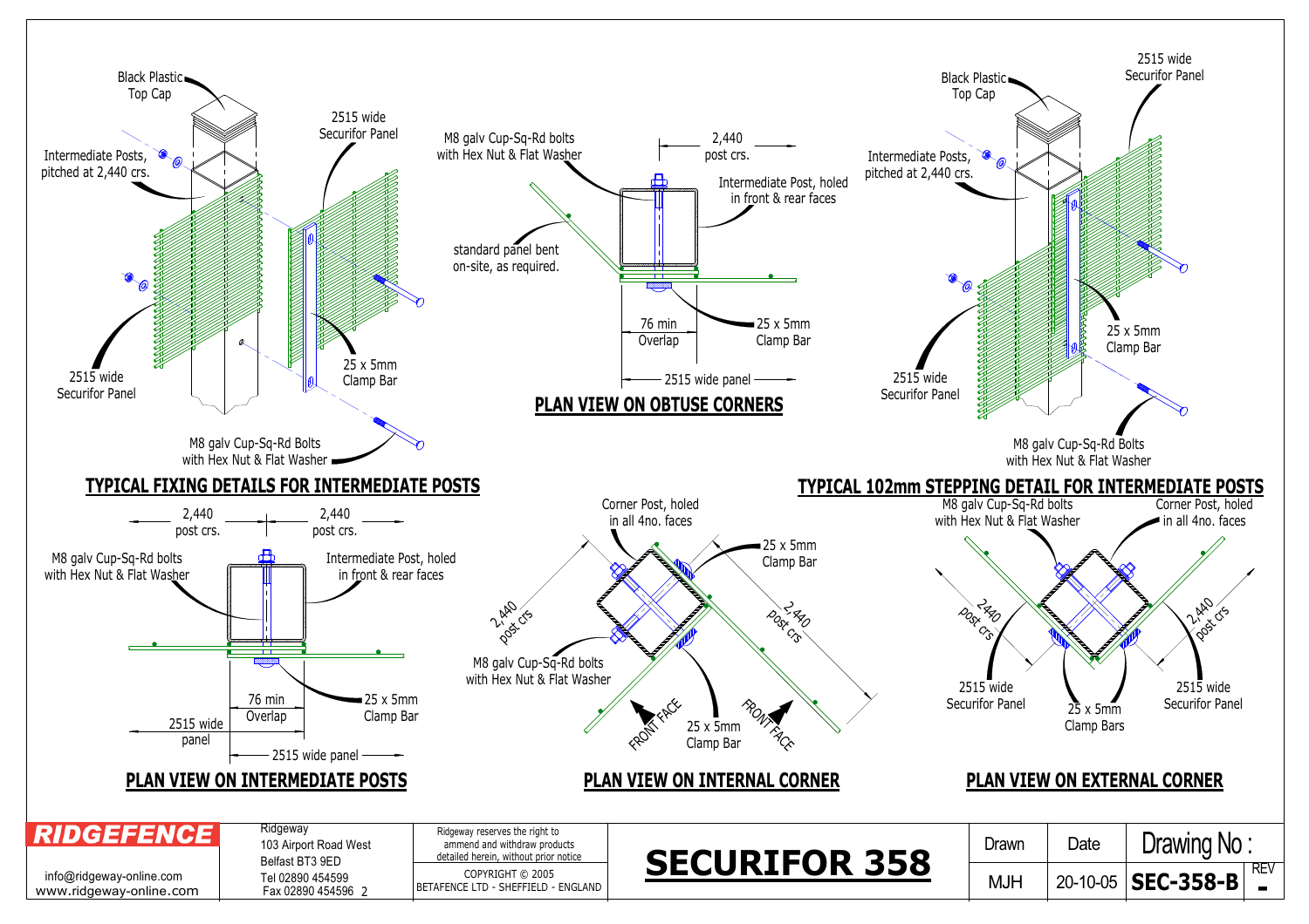## TYPICAL FIXING DETAILS FOR INTERMEDIATE POSTS

Black Plastic Top Cap

Intermediate Posts, pitched at 2,440 crs.

2515 wide Securifor Panel

2515 wide Securifor Panel

25 x 5mm Clamp Bar

M8 galv Cup-Sq-Rd Bolts with Hex Nut & Flat Washer

## PLAN VIEW ON OBTUSE CORNERS

M8 galv Cup-Sq-Rd bolts with Hex Nut & Flat Washer

2,440 post crs.

Intermediate Post, holed in front & rear faces

standard panel bent on-site, as required.

76 min Overlap

25 x 5mm Clamp Bar

2515 wide panel

## TYPICAL 102mm STEPPING DETAIL FOR INTERMEDIATE POSTS

Black Plastic Top Cap

2515 wide Securifor Panel

Intermediate Posts, pitched at 2,440 crs.

25 x 5mm Clamp Bar

2515 wide Securifor Panel

M8 galv Cup-Sq-Rd Bolts with Hex Nut & Flat Washer

## PLAN VIEW ON INTERMEDIATE POSTS

2,440 post crs.

2,440 post crs.

M8 galv Cup-Sq-Rd bolts with Hex Nut & Flat Washer

Intermediate Post, holed in front & rear faces

76 min Overlap

25 x 5mm Clamp Bar

2515 wide panel

2515 wide panel

## PLAN VIEW ON INTERNAL CORNER

Corner Post, holed in all 4no. faces

25 x 5mm Clamp Bar

2,440 post crs

2,440 post crs

M8 galv Cup-Sq-Rd bolts with Hex Nut & Flat Washer

FRONT FACE

FRONT FACE

25 x 5mm Clamp Bar

## PLAN VIEW ON EXTERNAL CORNER

M8 galv Cup-Sq-Rd bolts with Hex Nut & Flat Washer

Corner Post, holed in all 4no. faces

2440 post crs

2440 post crs

2515 wide Securifor Panel

25 x 5mm Clamp Bars

2515 wide Securifor Panel

---

**RIDGEFENCE**

info@ridgeway-online.com
www.ridgeway-online.com

Ridgeway
103 Airport Road West
Belfast BT3 9ED
Tel 02890 454599
Fax 02890 454596 2

Ridgeway reserves the right to ammend and withdraw products detailed herein, without prior notice

COPYRIGHT © 2005
BETAFENCE LTD - SHEFFIELD - ENGLAND

# SECURIFOR 358

| Drawn | Date | Drawing No : | REV |
|---|---|---|---|
| MJH | 20-10-05 | SEC-358-B | - |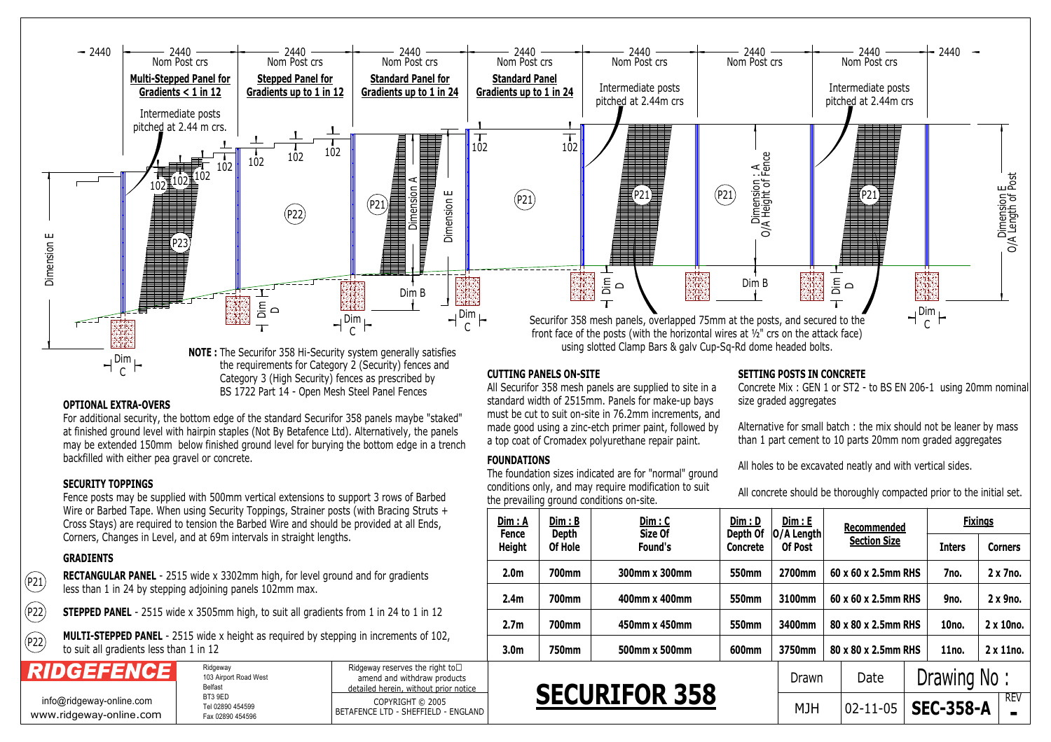2440 — 2440 Nom Post crs — 2440 Nom Post crs — 2440 Nom Post crs — 2440 Nom Post crs — 2440 Nom Post crs — 2440 Nom Post crs — 2440 Nom Post crs — 2440

**Multi-Stepped Panel for Gradients < 1 in 12**

**Stepped Panel for Gradients up to 1 in 12**

**Standard Panel for Gradients up to 1 in 24**

**Standard Panel Gradients up to 1 in 24**

Intermediate posts pitched at 2.44 m crs.

Intermediate posts pitched at 2.44m crs

102 102 102 102 102 102 102 102 102

P21 P22 P23

Dimension A O/A Height of Fence

Dimension E O/A Length of Post

Dim B

Dim C

Dim D

Securifor 358 mesh panels, overlapped 75mm at the posts, and secured to the front face of the posts (with the horizontal wires at ½" crs on the attack face) using slotted Clamp Bars & galv Cup-Sq-Rd dome headed bolts.

**NOTE :** The Securifor 358 Hi-Security system generally satisfies the requirements for Category 2 (Security) fences and Category 3 (High Security) fences as prescribed by BS 1722 Part 14 - Open Mesh Steel Panel Fences

**OPTIONAL EXTRA-OVERS**

For additional security, the bottom edge of the standard Securifor 358 panels maybe "staked" at finished ground level with hairpin staples (Not By Betafence Ltd). Alternatively, the panels may be extended 150mm below finished ground level for burying the bottom edge in a trench backfilled with either pea gravel or concrete.

**SECURITY TOPPINGS**

Fence posts may be supplied with 500mm vertical extensions to support 3 rows of Barbed Wire or Barbed Tape. When using Security Toppings, Strainer posts (with Bracing Struts + Cross Stays) are required to tension the Barbed Wire and should be provided at all Ends, Corners, Changes in Level, and at 69m intervals in straight lengths.

**GRADIENTS**

(P21) **RECTANGULAR PANEL** - 2515 wide x 3302mm high, for level ground and for gradients less than 1 in 24 by stepping adjoining panels 102mm max.

(P22) **STEPPED PANEL** - 2515 wide x 3505mm high, to suit all gradients from 1 in 24 to 1 in 12

(P22) **MULTI-STEPPED PANEL** - 2515 wide x height as required by stepping in increments of 102, to suit all gradients less than 1 in 12

**CUTTING PANELS ON-SITE**

All Securifor 358 mesh panels are supplied to site in a standard width of 2515mm. Panels for make-up bays must be cut to suit on-site in 76.2mm increments, and made good using a zinc-etch primer paint, followed by a top coat of Cromadex polyurethane repair paint.

**FOUNDATIONS**

The foundation sizes indicated are for "normal" ground conditions only, and may require modification to suit the prevailing ground conditions on-site.

**SETTING POSTS IN CONCRETE**

Concrete Mix : GEN 1 or ST2 - to BS EN 206-1 using 20mm nominal size graded aggregates

Alternative for small batch : the mix should not be leaner by mass than 1 part cement to 10 parts 20mm nom graded aggregates

All holes to be excavated neatly and with vertical sides.

All concrete should be thoroughly compacted prior to the initial set.

| Dim : A Fence Height | Dim : B Depth Of Hole | Dim : C Size Of Found's | Dim : D Depth Of Concrete | Dim : E O/A Length Of Post | Recommended Section Size | Fixings | |
|---|---|---|---|---|---|---|---|
| | | | | | | Inters | Corners |
| 2.0m | 700mm | 300mm x 300mm | 550mm | 2700mm | 60 x 60 x 2.5mm RHS | 7no. | 2 x 7no. |
| 2.4m | 700mm | 400mm x 400mm | 550mm | 3100mm | 60 x 60 x 2.5mm RHS | 9no. | 2 x 9no. |
| 2.7m | 700mm | 450mm x 450mm | 550mm | 3400mm | 80 x 80 x 2.5mm RHS | 10no. | 2 x 10no. |
| 3.0m | 750mm | 500mm x 500mm | 600mm | 3750mm | 80 x 80 x 2.5mm RHS | 11no. | 2 x 11no. |

**RIDGEFENCE**

info@ridgeway-online.com
www.ridgeway-online.com

Ridgeway
103 Airport Road West
Belfast
BT3 9ED
Tel 02890 454599
Fax 02890 454596

Ridgeway reserves the right to amend and withdraw products detailed herein, without prior notice

COPYRIGHT © 2005
BETAFENCE LTD - SHEFFIELD - ENGLAND

**SECURIFOR 358**

| Drawn | Date | Drawing No : | REV |
|---|---|---|---|
| MJH | 02-11-05 | **SEC-358-A** | - |